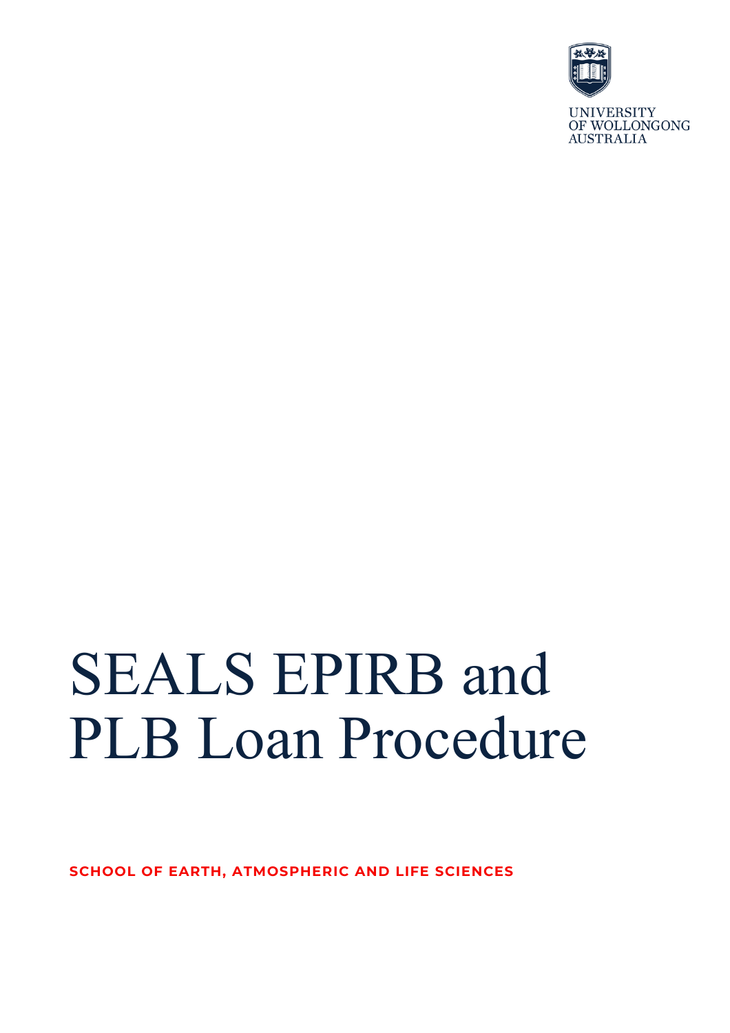UNIVERSITY OF WOLLONGONG AUSTRALIA

# SEALS EPIRB and PLB Loan Procedure

**SCHOOL OF EARTH, ATMOSPHERIC AND LIFE SCIENCES**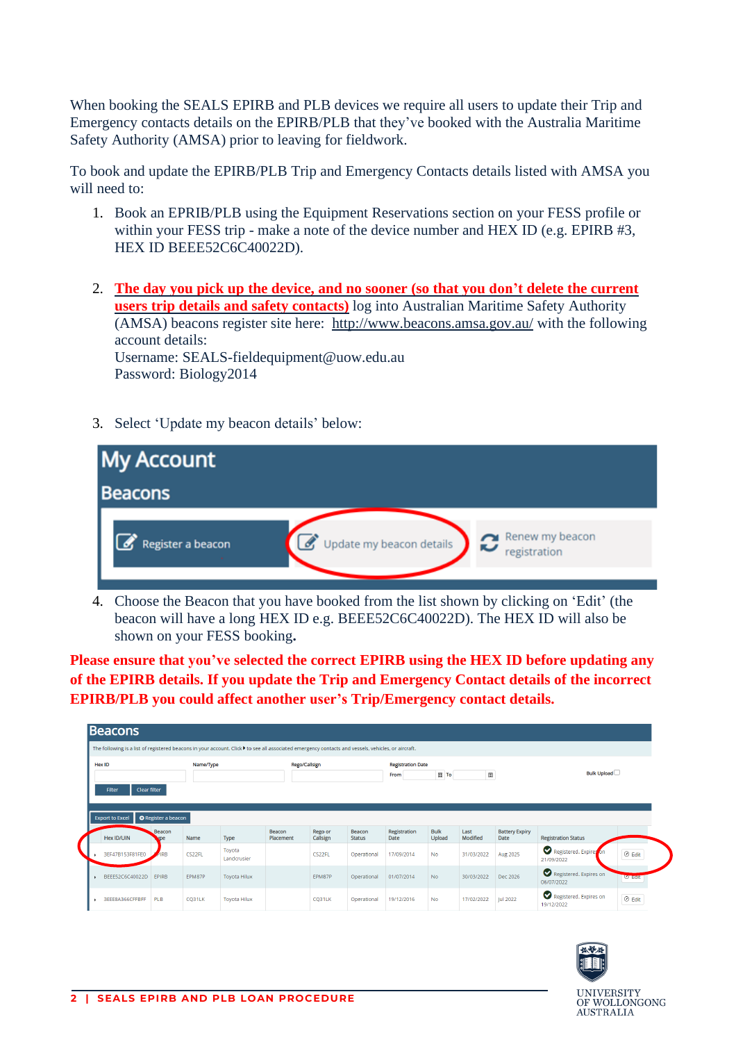When booking the SEALS EPIRB and PLB devices we require all users to update their Trip and Emergency contacts details on the EPIRB/PLB that they've booked with the Australia Maritime Safety Authority (AMSA) prior to leaving for fieldwork.

To book and update the EPIRB/PLB Trip and Emergency Contacts details listed with AMSA you will need to:

1. Book an EPRIB/PLB using the Equipment Reservations section on your FESS profile or within your FESS trip - make a note of the device number and HEX ID (e.g. EPIRB #3, HEX ID BEEE52C6C40022D).

2. **The day you pick up the device, and no sooner (so that you don't delete the current users trip details and safety contacts)** log into Australian Maritime Safety Authority (AMSA) beacons register site here: http://www.beacons.amsa.gov.au/ with the following account details:
   Username: SEALS-fieldequipment@uow.edu.au
   Password: Biology2014

3. Select 'Update my beacon details' below:

My Account

Beacons

Register a beacon | Update my beacon details | Renew my beacon registration

4. Choose the Beacon that you have booked from the list shown by clicking on 'Edit' (the beacon will have a long HEX ID e.g. BEEE52C6C40022D). The HEX ID will also be shown on your FESS booking**.**

**Please ensure that you've selected the correct EPIRB using the HEX ID before updating any of the EPIRB details. If you update the Trip and Emergency Contact details of the incorrect EPIRB/PLB you could affect another user's Trip/Emergency contact details.**

Beacons

| Hex ID/UIN | Beacon Type | Name | Type | Beacon Placement | Rego or Callsign | Beacon Status | Registration Date | Bulk Upload | Last Modified | Battery Expiry Date | Registration Status | |
|---|---|---|---|---|---|---|---|---|---|---|---|---|
| 3EF47B153F81FE0 | EPIRB | CS22FL | Toyota Landcrusier | | CS22FL | Operational | 17/09/2014 | No | 31/03/2022 | Aug 2025 | Registered. Expires on 21/09/2022 | Edit |
| BEEE52C6C40022D | EPIRB | EPM87P | Toyota Hilux | | EPM87P | Operational | 01/07/2014 | No | 30/03/2022 | Dec 2026 | Registered. Expires on 06/07/2022 | Edit |
| 3EEE8A366CFFBFF | PLB | CQ31LK | Toyota Hilux | | CQ31LK | Operational | 19/12/2016 | No | 17/02/2022 | Jul 2022 | Registered. Expires on 19/12/2022 | Edit |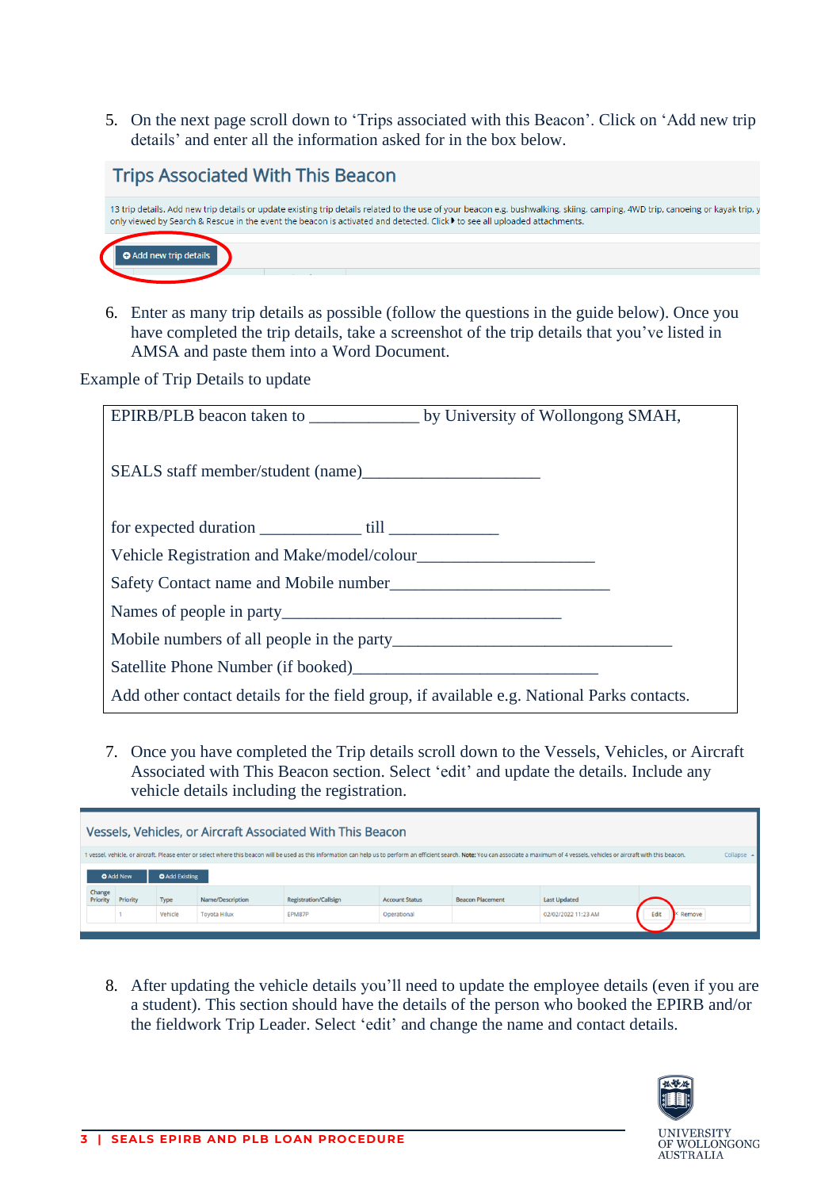5. On the next page scroll down to 'Trips associated with this Beacon'. Click on 'Add new trip details' and enter all the information asked for in the box below.

Trips Associated With This Beacon

13 trip details. Add new trip details or update existing trip details related to the use of your beacon e.g. bushwalking, skiing, camping, 4WD trip, canoeing or kayak trip. y only viewed by Search & Rescue in the event the beacon is activated and detected. Click ▸ to see all uploaded attachments.

Add new trip details

6. Enter as many trip details as possible (follow the questions in the guide below). Once you have completed the trip details, take a screenshot of the trip details that you've listed in AMSA and paste them into a Word Document.

Example of Trip Details to update

| |
|---|
| EPIRB/PLB beacon taken to _____________ by University of Wollongong SMAH,<br><br>SEALS staff member/student (name)_____________________<br><br>for expected duration ___________ till _____________<br>Vehicle Registration and Make/model/colour_____________________<br>Safety Contact name and Mobile number_________________________<br>Names of people in party_________________________________<br>Mobile numbers of all people in the party_________________________________<br>Satellite Phone Number (if booked)_____________________________<br>Add other contact details for the field group, if available e.g. National Parks contacts. |

7. Once you have completed the Trip details scroll down to the Vessels, Vehicles, or Aircraft Associated with This Beacon section. Select 'edit' and update the details. Include any vehicle details including the registration.

Vessels, Vehicles, or Aircraft Associated With This Beacon

1 vessel, vehicle, or aircraft. Please enter or select where this beacon will be used as this information can help us to perform an efficient search. **Note:** You can associate a maximum of 4 vessels, vehicles or aircraft with this beacon.

Add New | Add Existing

| Change Priority | Priority | Type | Name/Description | Registration/Callsign | Account Status | Beacon Placement | Last Updated | | |
|---|---|---|---|---|---|---|---|---|---|
| | 1 | Vehicle | Toyota Hilux | EPM87P | Operational | | 02/02/2022 11:23 AM | Edit | Remove |

8. After updating the vehicle details you'll need to update the employee details (even if you are a student). This section should have the details of the person who booked the EPIRB and/or the fieldwork Trip Leader. Select 'edit' and change the name and contact details.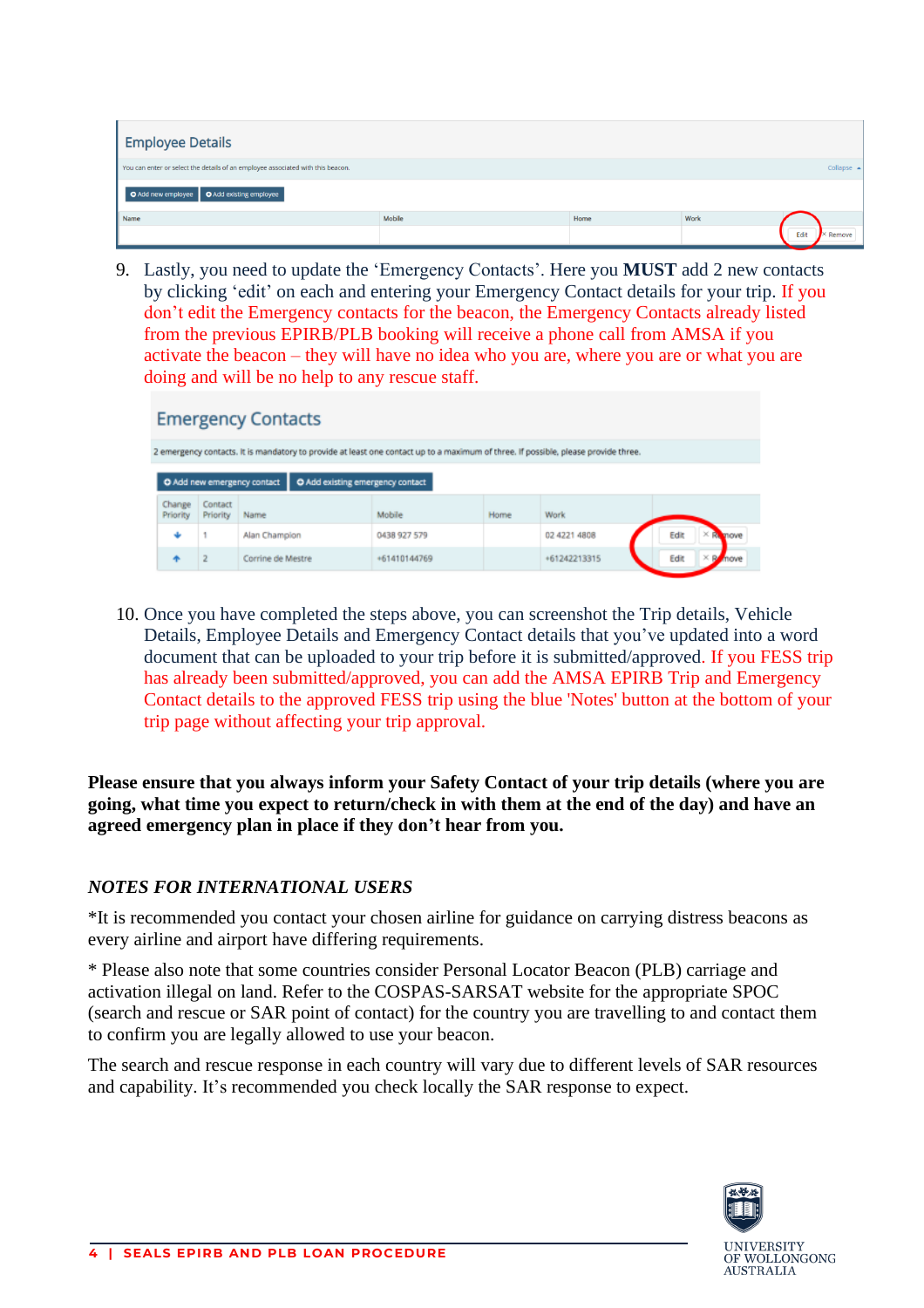Employee Details

You can enter or select the details of an employee associated with this beacon.

| Name | Mobile | Home | Work | |
|---|---|---|---|---|
| | | | | Edit × Remove |

9. Lastly, you need to update the 'Emergency Contacts'. Here you **MUST** add 2 new contacts by clicking 'edit' on each and entering your Emergency Contact details for your trip. If you don't edit the Emergency contacts for the beacon, the Emergency Contacts already listed from the previous EPIRB/PLB booking will receive a phone call from AMSA if you activate the beacon – they will have no idea who you are, where you are or what you are doing and will be no help to any rescue staff.

Emergency Contacts

2 emergency contacts. It is mandatory to provide at least one contact up to a maximum of three. If possible, please provide three.

| Change Priority | Contact Priority | Name | Mobile | Home | Work | |
|---|---|---|---|---|---|---|
| ↓ | 1 | Alan Champion | 0438 927 579 | | 02 4221 4808 | Edit × Remove |
| ↑ | 2 | Corrine de Mestre | +61410144769 | | +61242213315 | Edit × Remove |

10. Once you have completed the steps above, you can screenshot the Trip details, Vehicle Details, Employee Details and Emergency Contact details that you've updated into a word document that can be uploaded to your trip before it is submitted/approved. If you FESS trip has already been submitted/approved, you can add the AMSA EPIRB Trip and Emergency Contact details to the approved FESS trip using the blue 'Notes' button at the bottom of your trip page without affecting your trip approval.

**Please ensure that you always inform your Safety Contact of your trip details (where you are going, what time you expect to return/check in with them at the end of the day) and have an agreed emergency plan in place if they don't hear from you.**

*NOTES FOR INTERNATIONAL USERS*

*It is recommended you contact your chosen airline for guidance on carrying distress beacons as every airline and airport have differing requirements.

* Please also note that some countries consider Personal Locator Beacon (PLB) carriage and activation illegal on land. Refer to the COSPAS-SARSAT website for the appropriate SPOC (search and rescue or SAR point of contact) for the country you are travelling to and contact them to confirm you are legally allowed to use your beacon.

The search and rescue response in each country will vary due to different levels of SAR resources and capability. It's recommended you check locally the SAR response to expect.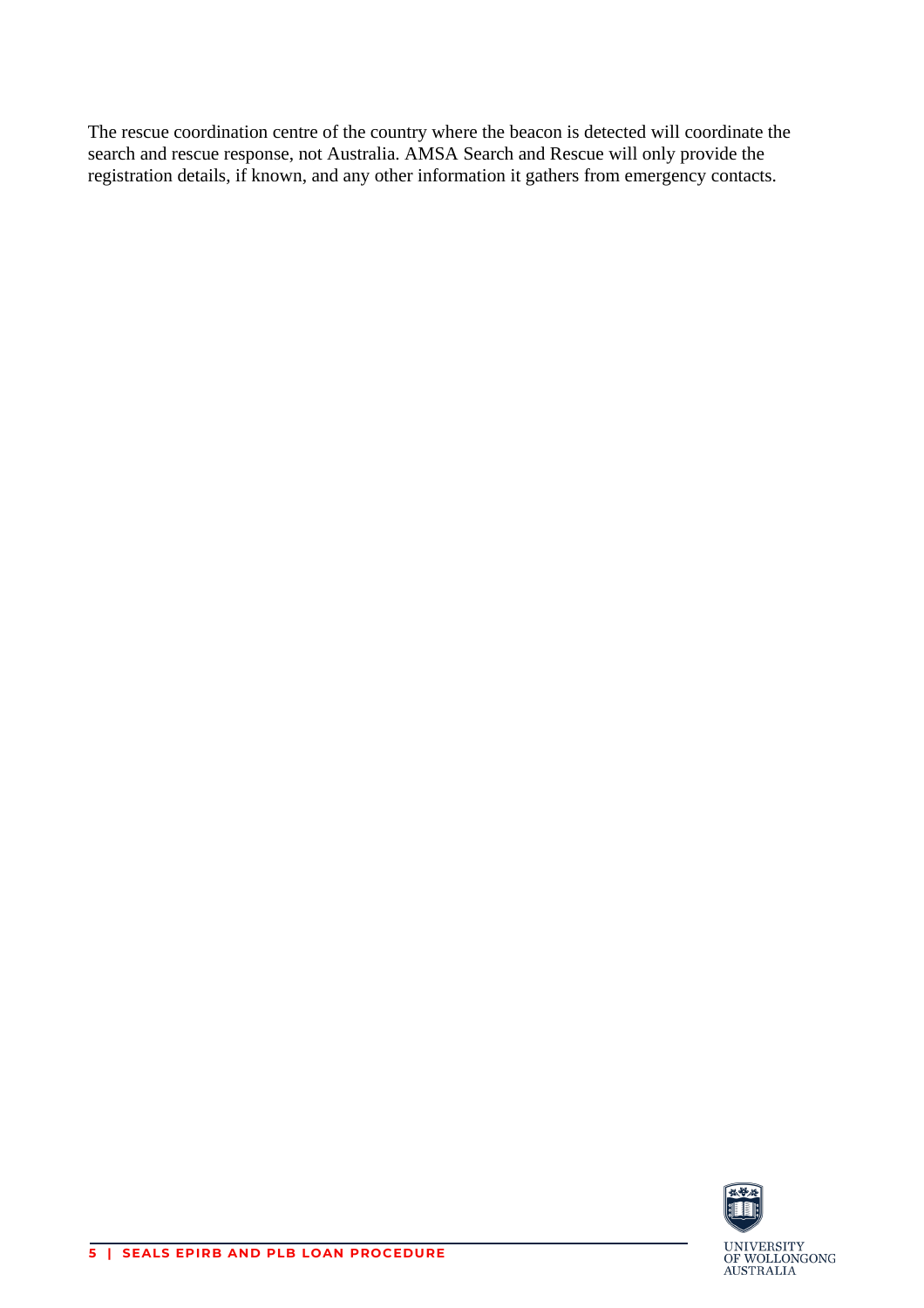The rescue coordination centre of the country where the beacon is detected will coordinate the search and rescue response, not Australia. AMSA Search and Rescue will only provide the registration details, if known, and any other information it gathers from emergency contacts.